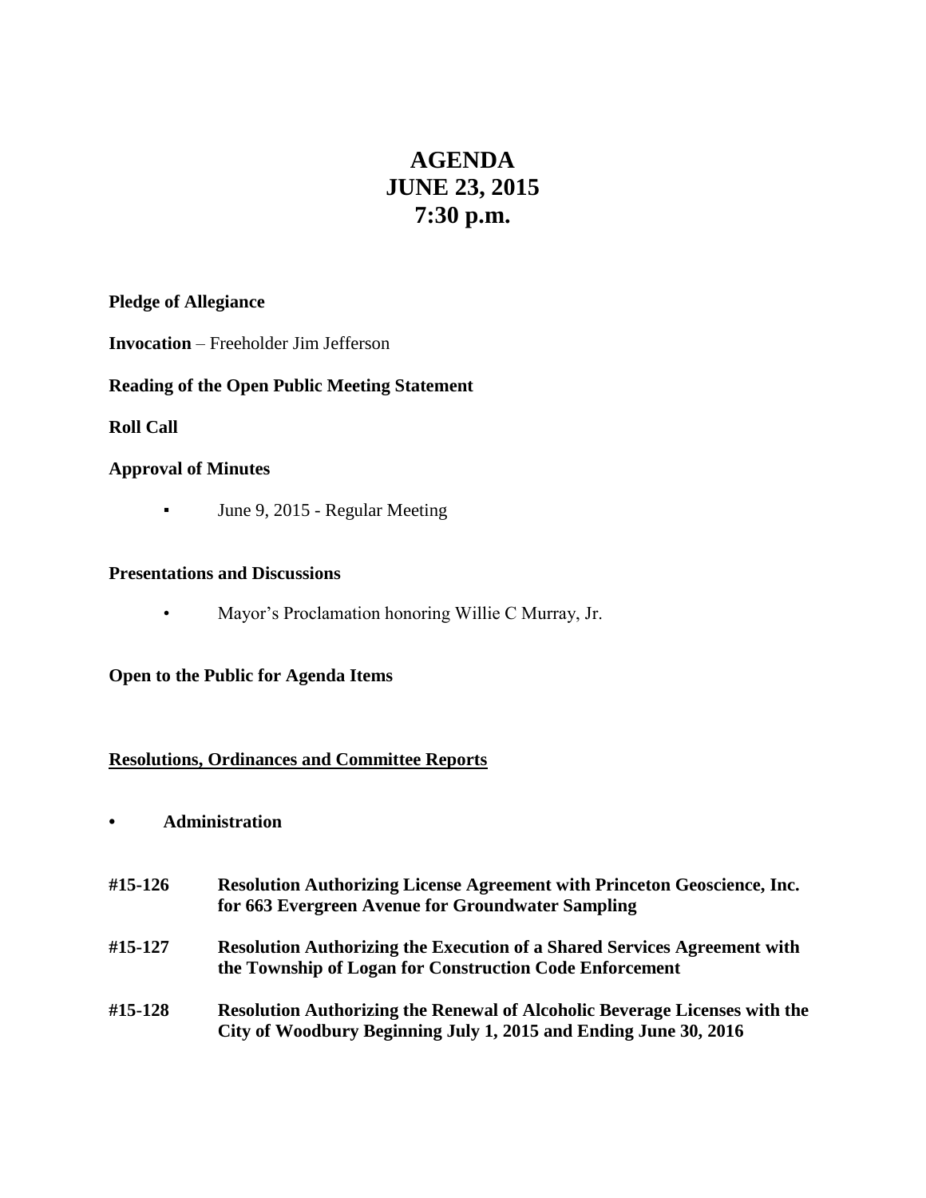# AGENDA
# JUNE 23, 2015
# 7:30 p.m.

**Pledge of Allegiance**

**Invocation** – Freeholder Jim Jefferson

**Reading of the Open Public Meeting Statement**

**Roll Call**

**Approval of Minutes**

- June 9, 2015 - Regular Meeting

**Presentations and Discussions**

- Mayor's Proclamation honoring Willie C Murray, Jr.

**Open to the Public for Agenda Items**

**Resolutions, Ordinances and Committee Reports**

- **Administration**

**#15-126 Resolution Authorizing License Agreement with Princeton Geoscience, Inc. for 663 Evergreen Avenue for Groundwater Sampling**

**#15-127 Resolution Authorizing the Execution of a Shared Services Agreement with the Township of Logan for Construction Code Enforcement**

**#15-128 Resolution Authorizing the Renewal of Alcoholic Beverage Licenses with the City of Woodbury Beginning July 1, 2015 and Ending June 30, 2016**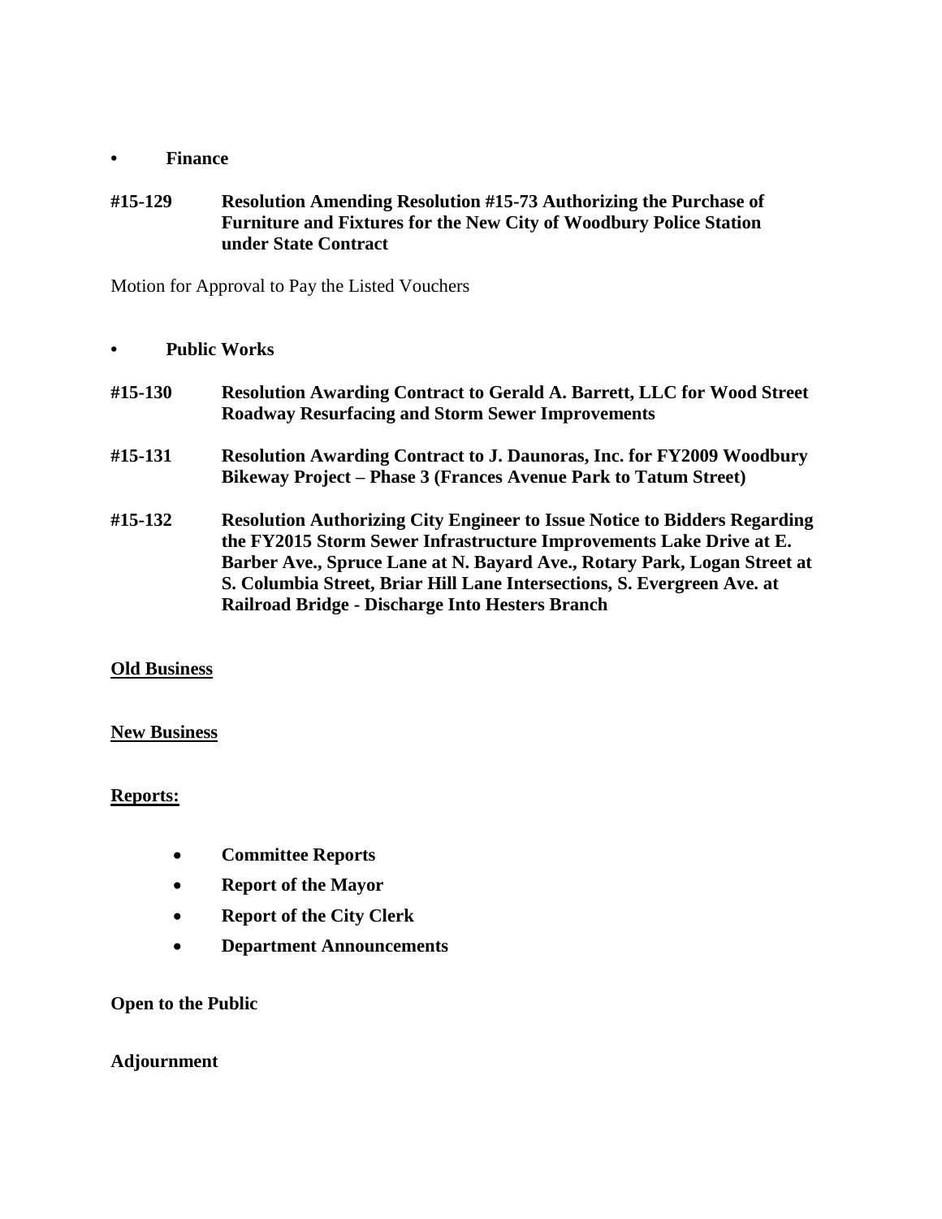- **Finance**

**#15-129 Resolution Amending Resolution #15-73 Authorizing the Purchase of Furniture and Fixtures for the New City of Woodbury Police Station under State Contract**

Motion for Approval to Pay the Listed Vouchers

- **Public Works**

**#15-130 Resolution Awarding Contract to Gerald A. Barrett, LLC for Wood Street Roadway Resurfacing and Storm Sewer Improvements**

**#15-131 Resolution Awarding Contract to J. Daunoras, Inc. for FY2009 Woodbury Bikeway Project – Phase 3 (Frances Avenue Park to Tatum Street)**

**#15-132 Resolution Authorizing City Engineer to Issue Notice to Bidders Regarding the FY2015 Storm Sewer Infrastructure Improvements Lake Drive at E. Barber Ave., Spruce Lane at N. Bayard Ave., Rotary Park, Logan Street at S. Columbia Street, Briar Hill Lane Intersections, S. Evergreen Ave. at Railroad Bridge - Discharge Into Hesters Branch**

**Old Business**

**New Business**

**Reports:**

- **Committee Reports**
- **Report of the Mayor**
- **Report of the City Clerk**
- **Department Announcements**

**Open to the Public**

**Adjournment**